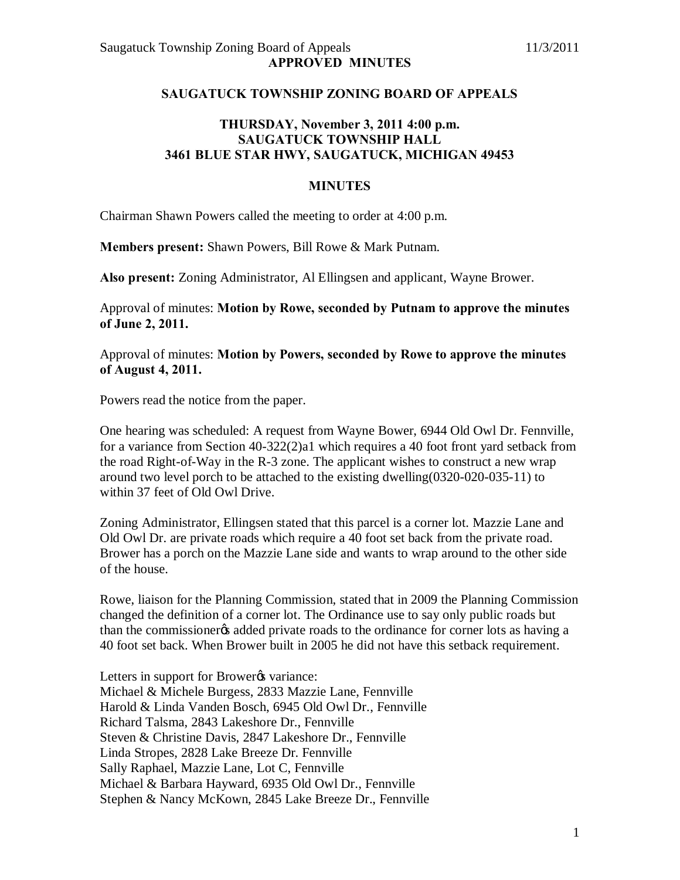**APPROVED MINUTES**

## SAUGATUCK TOWNSHIP ZONING BOARD OF APPEALS

### THURSDAY, November 3, 2011 4:00 p.m.
### SAUGATUCK TOWNSHIP HALL
### 3461 BLUE STAR HWY, SAUGATUCK, MICHIGAN 49453

### MINUTES

Chairman Shawn Powers called the meeting to order at 4:00 p.m.

**Members present:** Shawn Powers, Bill Rowe & Mark Putnam.

**Also present:** Zoning Administrator, Al Ellingsen and applicant, Wayne Brower.

Approval of minutes: **Motion by Rowe, seconded by Putnam to approve the minutes of June 2, 2011.**

Approval of minutes: **Motion by Powers, seconded by Rowe to approve the minutes of August 4, 2011.**

Powers read the notice from the paper.

One hearing was scheduled: A request from Wayne Bower, 6944 Old Owl Dr. Fennville, for a variance from Section 40-322(2)a1 which requires a 40 foot front yard setback from the road Right-of-Way in the R-3 zone. The applicant wishes to construct a new wrap around two level porch to be attached to the existing dwelling(0320-020-035-11) to within 37 feet of Old Owl Drive.

Zoning Administrator, Ellingsen stated that this parcel is a corner lot. Mazzie Lane and Old Owl Dr. are private roads which require a 40 foot set back from the private road. Brower has a porch on the Mazzie Lane side and wants to wrap around to the other side of the house.

Rowe, liaison for the Planning Commission, stated that in 2009 the Planning Commission changed the definition of a corner lot. The Ordinance use to say only public roads but than the commissioner's added private roads to the ordinance for corner lots as having a 40 foot set back. When Brower built in 2005 he did not have this setback requirement.

Letters in support for Brower's variance:
Michael & Michele Burgess, 2833 Mazzie Lane, Fennville
Harold & Linda Vanden Bosch, 6945 Old Owl Dr., Fennville
Richard Talsma, 2843 Lakeshore Dr., Fennville
Steven & Christine Davis, 2847 Lakeshore Dr., Fennville
Linda Stropes, 2828 Lake Breeze Dr. Fennville
Sally Raphael, Mazzie Lane, Lot C, Fennville
Michael & Barbara Hayward, 6935 Old Owl Dr., Fennville
Stephen & Nancy McKown, 2845 Lake Breeze Dr., Fennville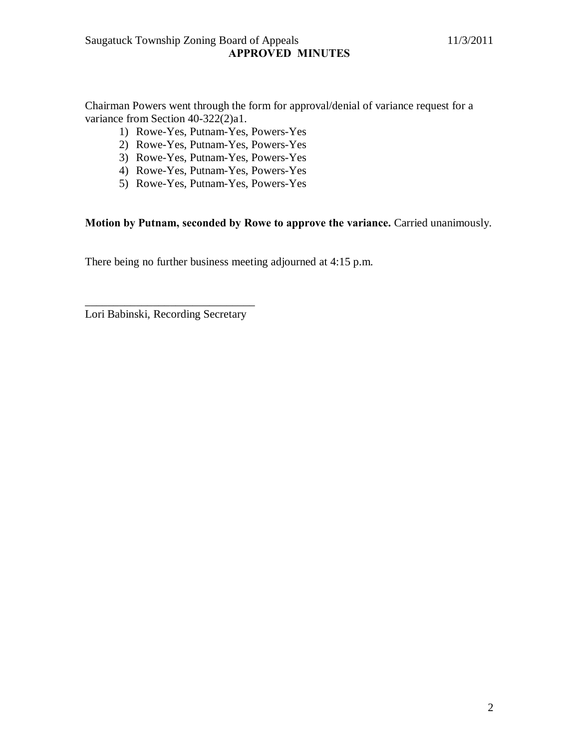Chairman Powers went through the form for approval/denial of variance request for a variance from Section 40-322(2)a1.

1) Rowe-Yes, Putnam-Yes, Powers-Yes
2) Rowe-Yes, Putnam-Yes, Powers-Yes
3) Rowe-Yes, Putnam-Yes, Powers-Yes
4) Rowe-Yes, Putnam-Yes, Powers-Yes
5) Rowe-Yes, Putnam-Yes, Powers-Yes

**Motion by Putnam, seconded by Rowe to approve the variance.** Carried unanimously.

There being no further business meeting adjourned at 4:15 p.m.

______________________________
Lori Babinski, Recording Secretary